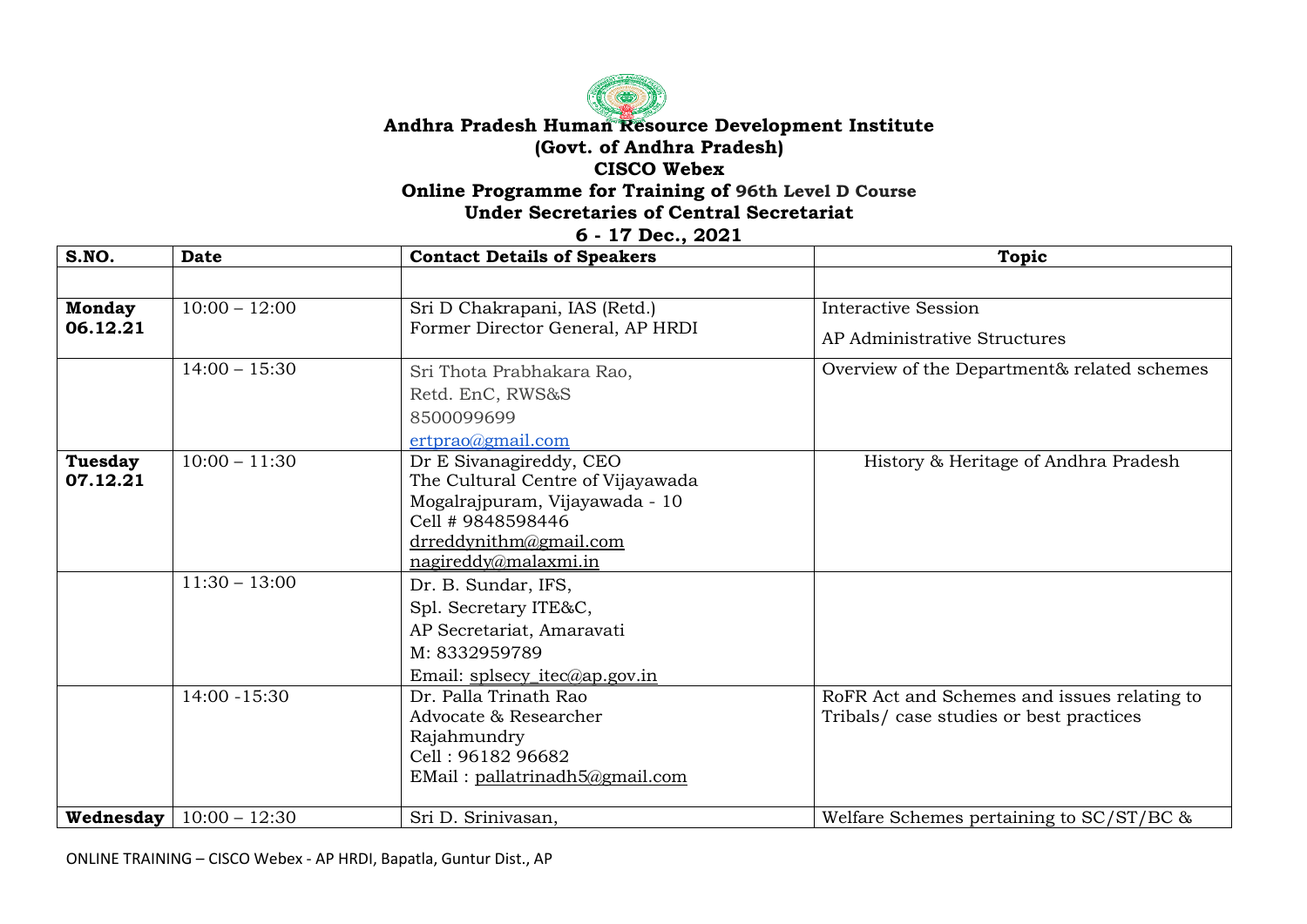**Andhra Pradesh Human Resource Development Institute**
**(Govt. of Andhra Pradesh)**
**CISCO Webex**
**Online Programme for Training of 96th Level D Course**
**Under Secretaries of Central Secretariat**
**6 - 17 Dec., 2021**

| S.NO. | Date | Contact Details of Speakers | Topic |
|---|---|---|---|
| | | | |
| **Monday 06.12.21** | 10:00 – 12:00 | Sri D Chakrapani, IAS (Retd.)<br>Former Director General, AP HRDI | Interactive Session<br>AP Administrative Structures |
| | 14:00 – 15:30 | Sri Thota Prabhakara Rao,<br>Retd. EnC, RWS&S<br>8500099699<br>ertprao@gmail.com | Overview of the Department& related schemes |
| **Tuesday 07.12.21** | 10:00 – 11:30 | Dr E Sivanagireddy, CEO<br>The Cultural Centre of Vijayawada<br>Mogalrajpuram, Vijayawada - 10<br>Cell # 9848598446<br>drreddynithm@gmail.com<br>nagireddy@malaxmi.in | History & Heritage of Andhra Pradesh |
| | 11:30 – 13:00 | Dr. B. Sundar, IFS,<br>Spl. Secretary ITE&C,<br>AP Secretariat, Amaravati<br>M: 8332959789<br>Email: splsecy_itec@ap.gov.in | |
| | 14:00 -15:30 | Dr. Palla Trinath Rao<br>Advocate & Researcher<br>Rajahmundry<br>Cell : 96182 96682<br>EMail : pallatrinadh5@gmail.com | RoFR Act and Schemes and issues relating to Tribals/ case studies or best practices |
| **Wednesday** | 10:00 – 12:30 | Sri D. Srinivasan, | Welfare Schemes pertaining to SC/ST/BC & |

ONLINE TRAINING – CISCO Webex - AP HRDI, Bapatla, Guntur Dist., AP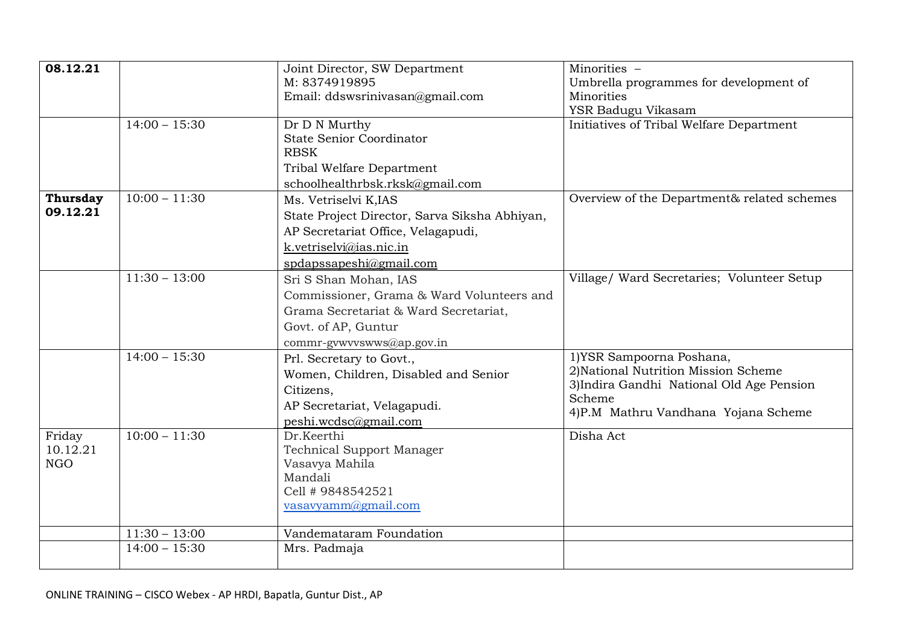| **08.12.21** | | Joint Director, SW Department<br>M: 8374919895<br>Email: ddswsrinivasan@gmail.com | Minorities –<br>Umbrella programmes for development of Minorities<br>YSR Badugu Vikasam |
|---|---|---|---|
| | 14:00 – 15:30 | Dr D N Murthy<br>State Senior Coordinator<br>RBSK<br>Tribal Welfare Department<br>schoolhealthrbsk.rksk@gmail.com | Initiatives of Tribal Welfare Department |
| **Thursday 09.12.21** | 10:00 – 11:30 | Ms. Vetriselvi K,IAS<br>State Project Director, Sarva Siksha Abhiyan,<br>AP Secretariat Office, Velagapudi,<br>k.vetriselvi@ias.nic.in<br>spdapssapeshi@gmail.com | Overview of the Department& related schemes |
| | 11:30 – 13:00 | Sri S Shan Mohan, IAS<br>Commissioner, Grama & Ward Volunteers and Grama Secretariat & Ward Secretariat,<br>Govt. of AP, Guntur<br>commr-gvwvvswws@ap.gov.in | Village/ Ward Secretaries; Volunteer Setup |
| | 14:00 – 15:30 | Prl. Secretary to Govt.,<br>Women, Children, Disabled and Senior Citizens,<br>AP Secretariat, Velagapudi.<br>peshi.wcdsc@gmail.com | 1)YSR Sampoorna Poshana,<br>2)National Nutrition Mission Scheme<br>3)Indira Gandhi National Old Age Pension Scheme<br>4)P.M Mathru Vandhana Yojana Scheme |
| Friday 10.12.21 NGO | 10:00 – 11:30 | Dr.Keerthi<br>Technical Support Manager<br>Vasavya Mahila Mandali<br>Cell # 9848542521<br>vasavyamm@gmail.com | Disha Act |
| | 11:30 – 13:00 | Vandemataram Foundation | |
| | 14:00 – 15:30 | Mrs. Padmaja | |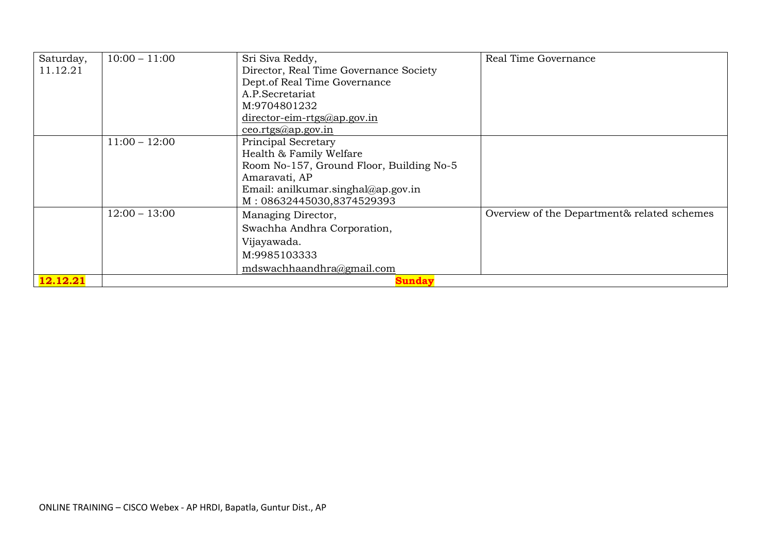| | | | |
|---|---|---|---|
| Saturday, 11.12.21 | 10:00 – 11:00 | Sri Siva Reddy,<br>Director, Real Time Governance Society<br>Dept.of Real Time Governance<br>A.P.Secretariat<br>M:9704801232<br>director-eim-rtgs@ap.gov.in<br>ceo.rtgs@ap.gov.in | Real Time Governance |
| | 11:00 – 12:00 | Principal Secretary<br>Health & Family Welfare<br>Room No-157, Ground Floor, Building No-5<br>Amaravati, AP<br>Email: anilkumar.singhal@ap.gov.in<br>M : 08632445030,8374529393 | |
| | 12:00 – 13:00 | Managing Director,<br>Swachha Andhra Corporation,<br>Vijayawada.<br>M:9985103333<br>mdswachhaandhra@gmail.com | Overview of the Department& related schemes |
| **12.12.21** | **Sunday** | | |

ONLINE TRAINING – CISCO Webex - AP HRDI, Bapatla, Guntur Dist., AP